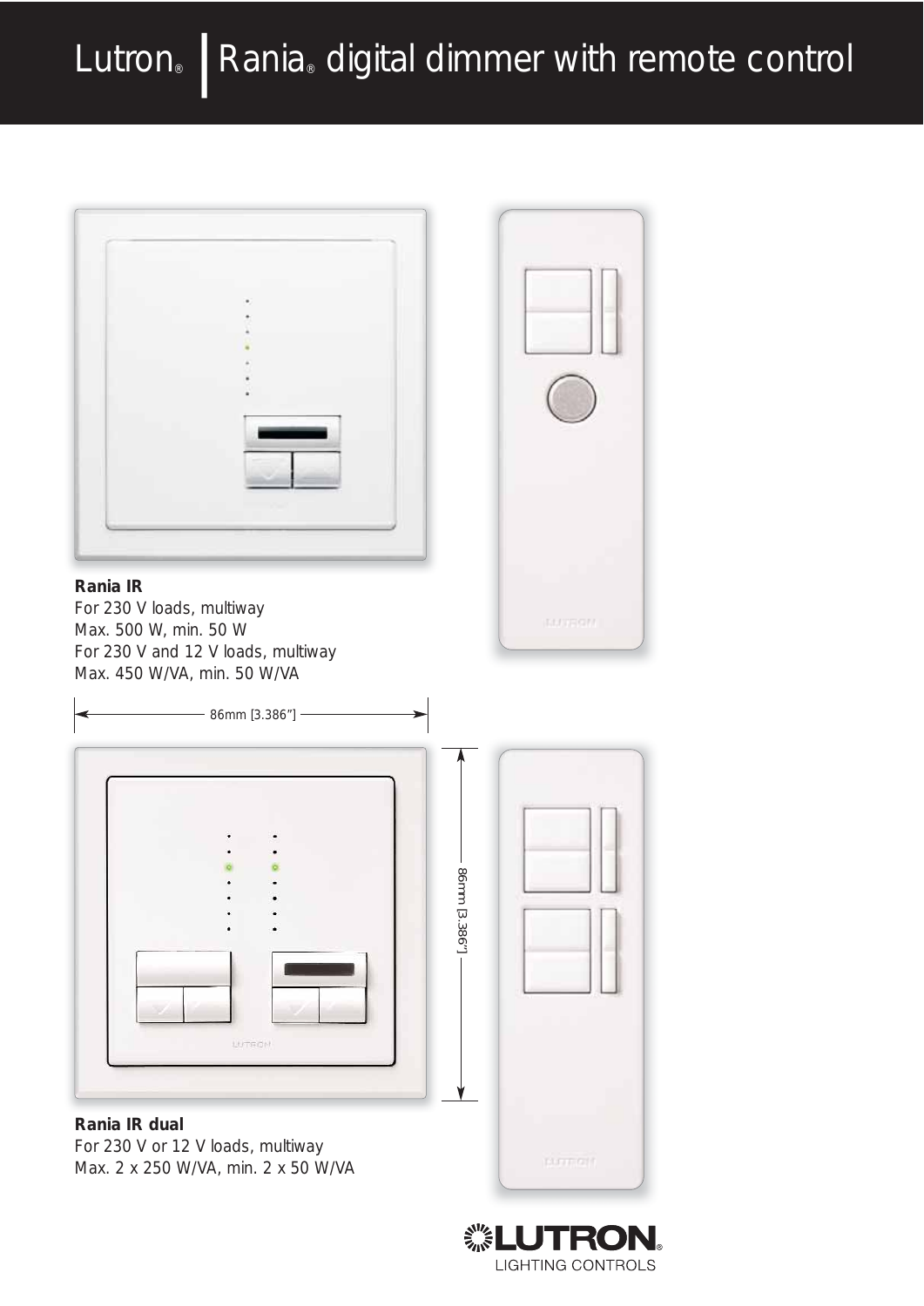# Lutron® | Rania® digital dimmer with remote control

**Rania IR**
For 230 V loads, multiway
Max. 500 W, min. 50 W
For 230 V and 12 V loads, multiway
Max. 450 W/VA, min. 50 W/VA

86mm [3.386"]

86mm [3.386"]

**Rania IR dual**
For 230 V or 12 V loads, multiway
Max. 2 x 250 W/VA, min. 2 x 50 W/VA

LUTRON®
LIGHTING CONTROLS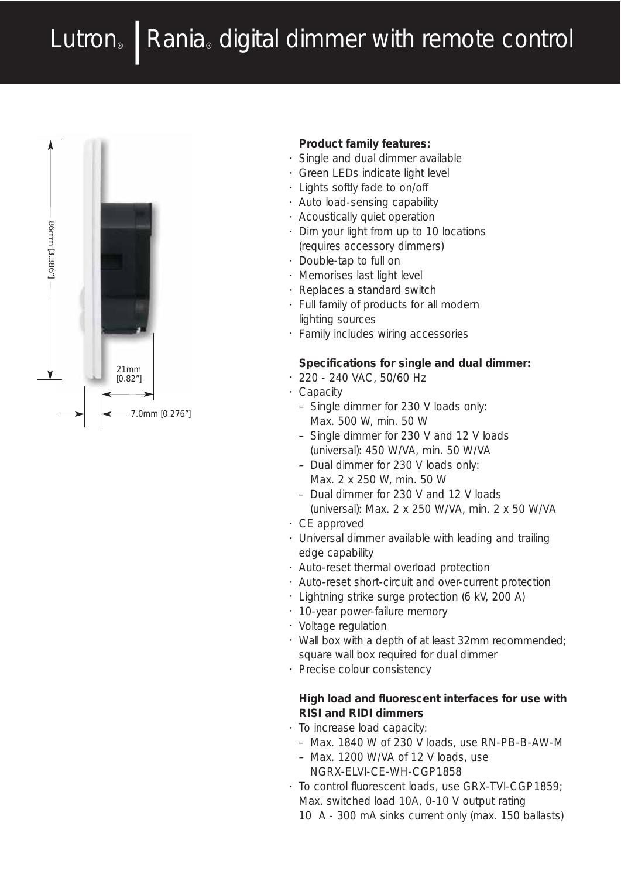# Lutron® | Rania® digital dimmer with remote control

86mm [3.386"]

21mm [0.82"]

7.0mm [0.276"]

**Product family features:**

- Single and dual dimmer available
- Green LEDs indicate light level
- Lights softly fade to on/off
- Auto load-sensing capability
- Acoustically quiet operation
- Dim your light from up to 10 locations (requires accessory dimmers)
- Double-tap to full on
- Memorises last light level
- Replaces a standard switch
- Full family of products for all modern lighting sources
- Family includes wiring accessories

**Specifications for single and dual dimmer:**

- 220 - 240 VAC, 50/60 Hz
- Capacity
  - Single dimmer for 230 V loads only: Max. 500 W, min. 50 W
  - Single dimmer for 230 V and 12 V loads (universal): 450 W/VA, min. 50 W/VA
  - Dual dimmer for 230 V loads only: Max. 2 x 250 W, min. 50 W
  - Dual dimmer for 230 V and 12 V loads (universal): Max. 2 x 250 W/VA, min. 2 x 50 W/VA
- CE approved
- Universal dimmer available with leading and trailing edge capability
- Auto-reset thermal overload protection
- Auto-reset short-circuit and over-current protection
- Lightning strike surge protection (6 kV, 200 A)
- 10-year power-failure memory
- Voltage regulation
- Wall box with a depth of at least 32mm recommended; square wall box required for dual dimmer
- Precise colour consistency

**High load and fluorescent interfaces for use with RISI and RIDI dimmers**

- To increase load capacity:
  - Max. 1840 W of 230 V loads, use RN-PB-B-AW-M
  - Max. 1200 W/VA of 12 V loads, use NGRX-ELVI-CE-WH-CGP1858
- To control fluorescent loads, use GRX-TVI-CGP1859; Max. switched load 10A, 0-10 V output rating 10 A - 300 mA sinks current only (max. 150 ballasts)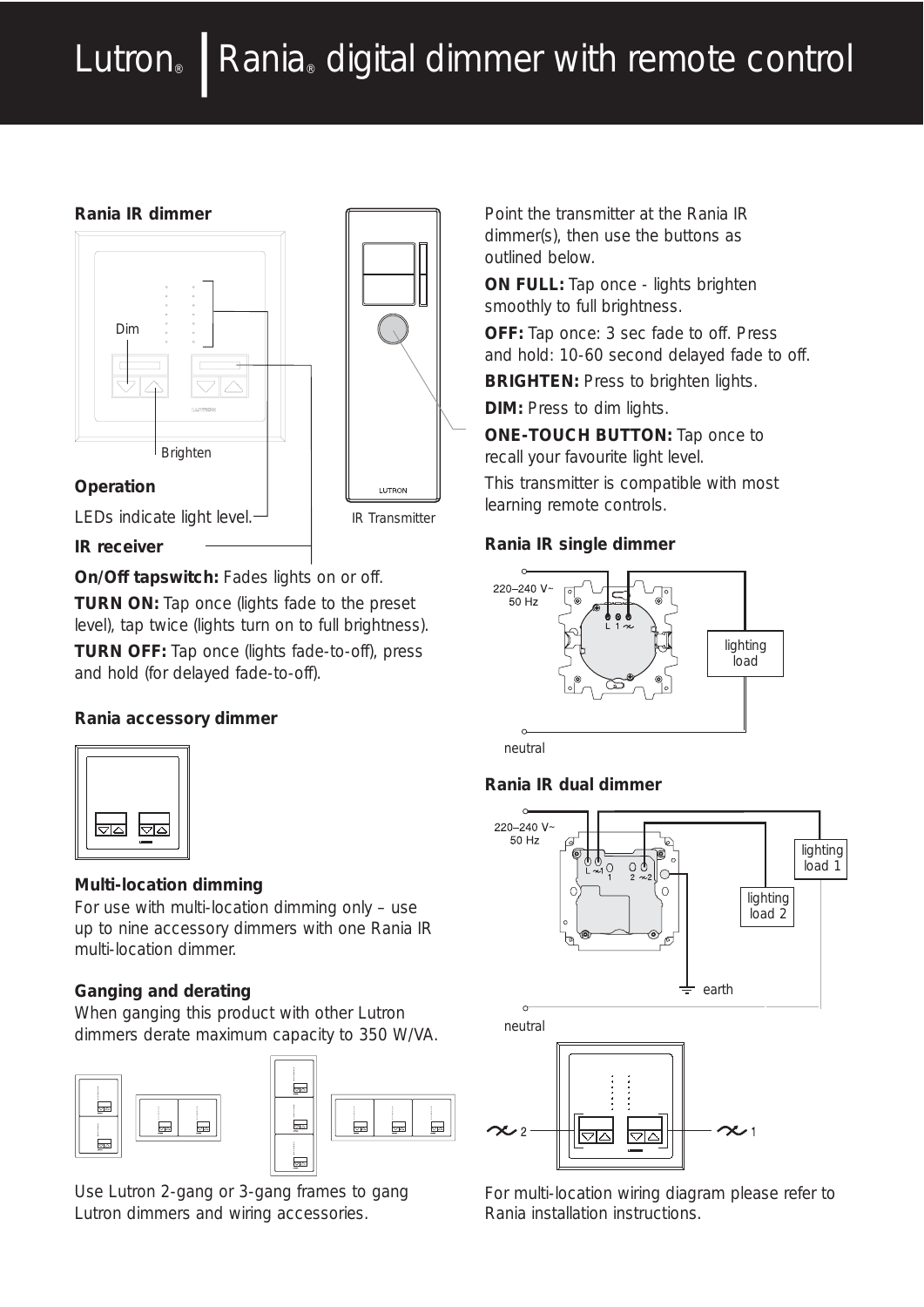# Lutron® | Rania® digital dimmer with remote control

### Rania IR dimmer

Dim

Brighten

IR Transmitter

### Operation

LEDs indicate light level.

**IR receiver**

**On/Off tapswitch:** Fades lights on or off.

**TURN ON:** Tap once (lights fade to the preset level), tap twice (lights turn on to full brightness).

**TURN OFF:** Tap once (lights fade-to-off), press and hold (for delayed fade-to-off).

Point the transmitter at the Rania IR dimmer(s), then use the buttons as outlined below.

**ON FULL:** Tap once - lights brighten smoothly to full brightness.

**OFF:** Tap once: 3 sec fade to off. Press and hold: 10-60 second delayed fade to off.

**BRIGHTEN:** Press to brighten lights.

**DIM:** Press to dim lights.

**ONE-TOUCH BUTTON:** Tap once to recall your favourite light level.

This transmitter is compatible with most learning remote controls.

### Rania accessory dimmer

### Multi-location dimming

For use with multi-location dimming only – use up to nine accessory dimmers with one Rania IR multi-location dimmer.

### Ganging and derating

When ganging this product with other Lutron dimmers derate maximum capacity to 350 W/VA.

Use Lutron 2-gang or 3-gang frames to gang Lutron dimmers and wiring accessories.

### Rania IR single dimmer

220–240 V~ 50 Hz

lighting load

neutral

### Rania IR dual dimmer

220–240 V~ 50 Hz

lighting load 1

lighting load 2

earth

neutral

For multi-location wiring diagram please refer to Rania installation instructions.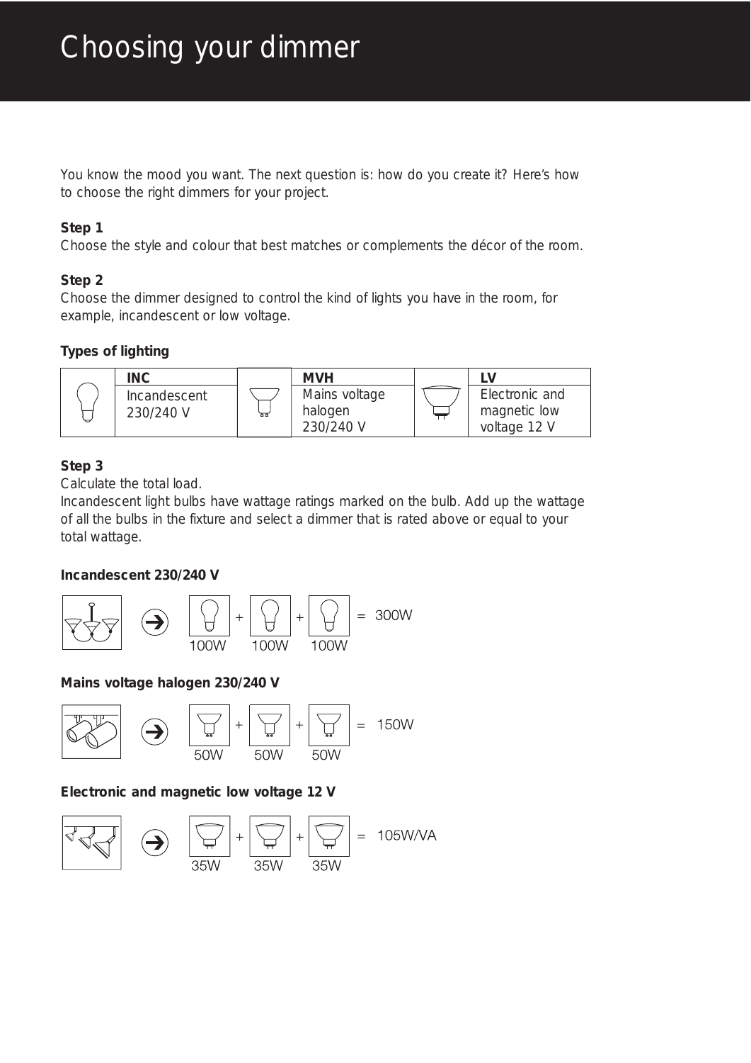# Choosing your dimmer

You know the mood you want. The next question is: how do you create it? Here's how to choose the right dimmers for your project.

**Step 1**
Choose the style and colour that best matches or complements the décor of the room.

**Step 2**
Choose the dimmer designed to control the kind of lights you have in the room, for example, incandescent or low voltage.

**Types of lighting**

| | INC | | MVH | | LV |
|---|---|---|---|---|---|
| | Incandescent 230/240 V | | Mains voltage halogen 230/240 V | | Electronic and magnetic low voltage 12 V |

**Step 3**
Calculate the total load.
Incandescent light bulbs have wattage ratings marked on the bulb. Add up the wattage of all the bulbs in the fixture and select a dimmer that is rated above or equal to your total wattage.

**Incandescent 230/240 V**

100W + 100W + 100W = 300W

**Mains voltage halogen 230/240 V**

50W + 50W + 50W = 150W

**Electronic and magnetic low voltage 12 V**

35W + 35W + 35W = 105W/VA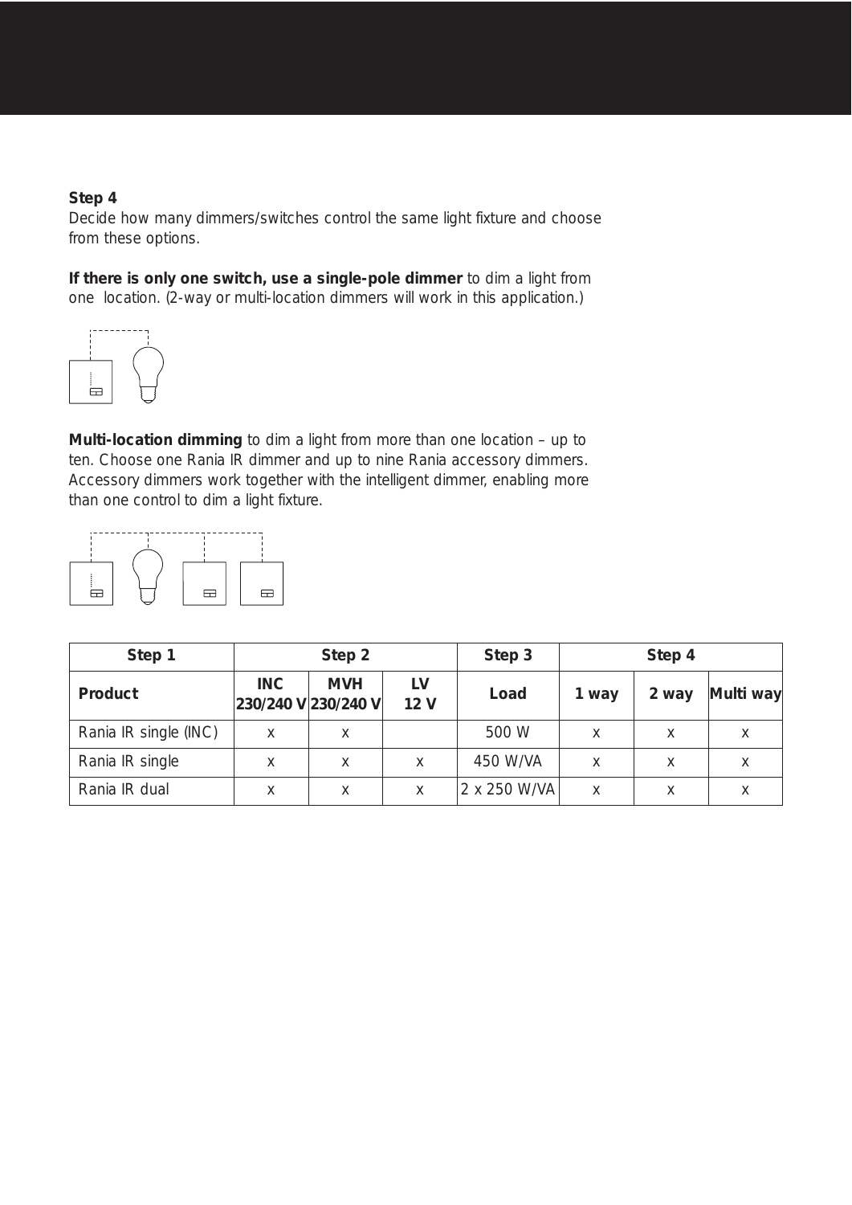**Step 4**

Decide how many dimmers/switches control the same light fixture and choose from these options.

**If there is only one switch, use a single-pole dimmer** to dim a light from one  location. (2-way or multi-location dimmers will work in this application.)

**Multi-location dimming** to dim a light from more than one location – up to ten. Choose one Rania IR dimmer and up to nine Rania accessory dimmers. Accessory dimmers work together with the intelligent dimmer, enabling more than one control to dim a light fixture.

| Step 1 | Step 2 | | | Step 3 | Step 4 | | |
|---|---|---|---|---|---|---|---|
| **Product** | **INC 230/240 V** | **MVH 230/240 V** | **LV 12 V** | **Load** | **1 way** | **2 way** | **Multi way** |
| Rania IR single (INC) | x | x | | 500 W | x | x | x |
| Rania IR single | x | x | x | 450 W/VA | x | x | x |
| Rania IR dual | x | x | x | 2 x 250 W/VA | x | x | x |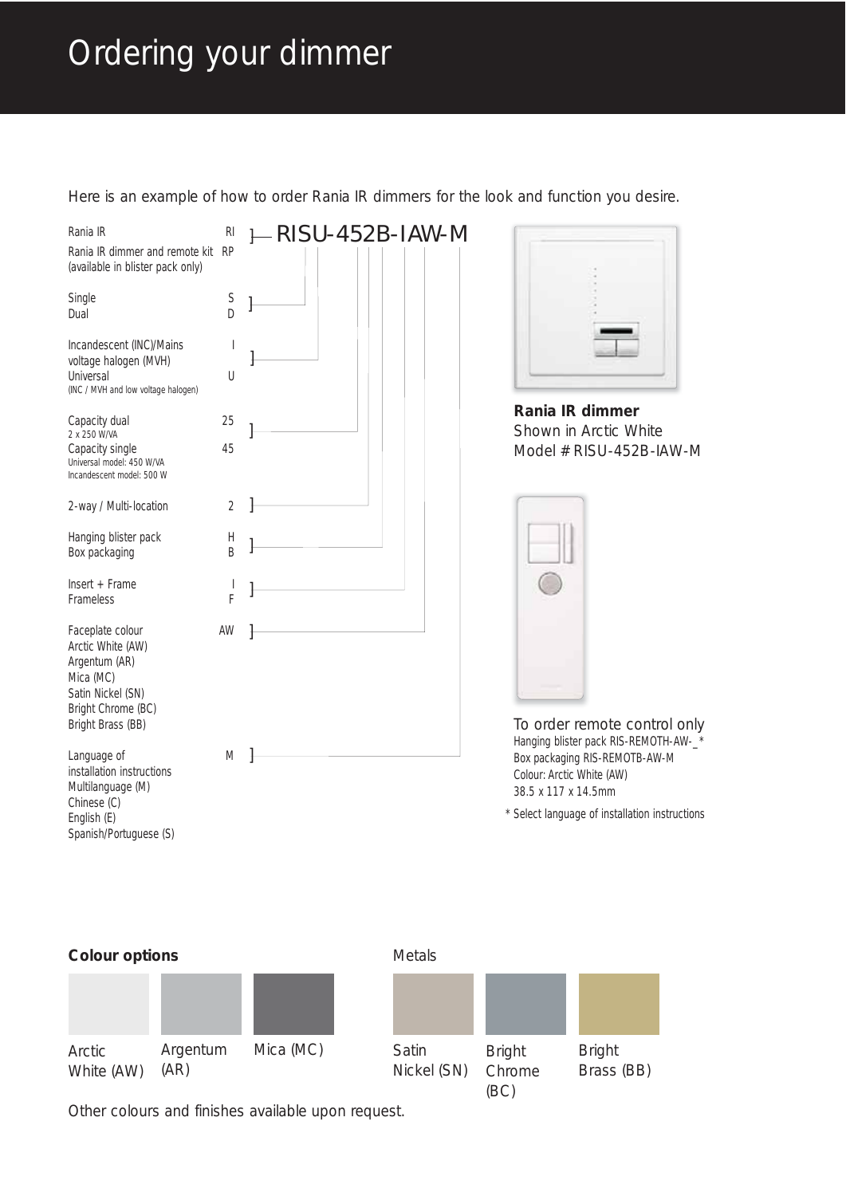# Ordering your dimmer

Here is an example of how to order Rania IR dimmers for the look and function you desire.

**RISU-452B-IAW-M**

| Option | Code |
|---|---|
| Rania IR | RI |
| Rania IR dimmer and remote kit (available in blister pack only) | RP |
| Single | S |
| Dual | D |
| Incandescent (INC)/Mains voltage halogen (MVH) | I |
| Universal (INC / MVH and low voltage halogen) | U |
| Capacity dual 2 x 250 W/VA | 25 |
| Capacity single Universal model: 450 W/VA Incandescent model: 500 W | 45 |
| 2-way / Multi-location | 2 |
| Hanging blister pack | H |
| Box packaging | B |
| Insert + Frame | I |
| Frameless | F |
| Faceplate colour Arctic White (AW) Argentum (AR) Mica (MC) Satin Nickel (SN) Bright Chrome (BC) Bright Brass (BB) | AW |
| Language of installation instructions Multilanguage (M) Chinese (C) English (E) Spanish/Portuguese (S) | M |

**Rania IR dimmer**
Shown in Arctic White
Model # RISU-452B-IAW-M

To order remote control only
Hanging blister pack RIS-REMOTH-AW-_*
Box packaging RIS-REMOTB-AW-M
Colour: Arctic White (AW)
38.5 x 117 x 14.5mm

* Select language of installation instructions

**Colour options**

Arctic White (AW)
Argentum (AR)
Mica (MC)

Metals

Satin Nickel (SN)
Bright Chrome (BC)
Bright Brass (BB)

Other colours and finishes available upon request.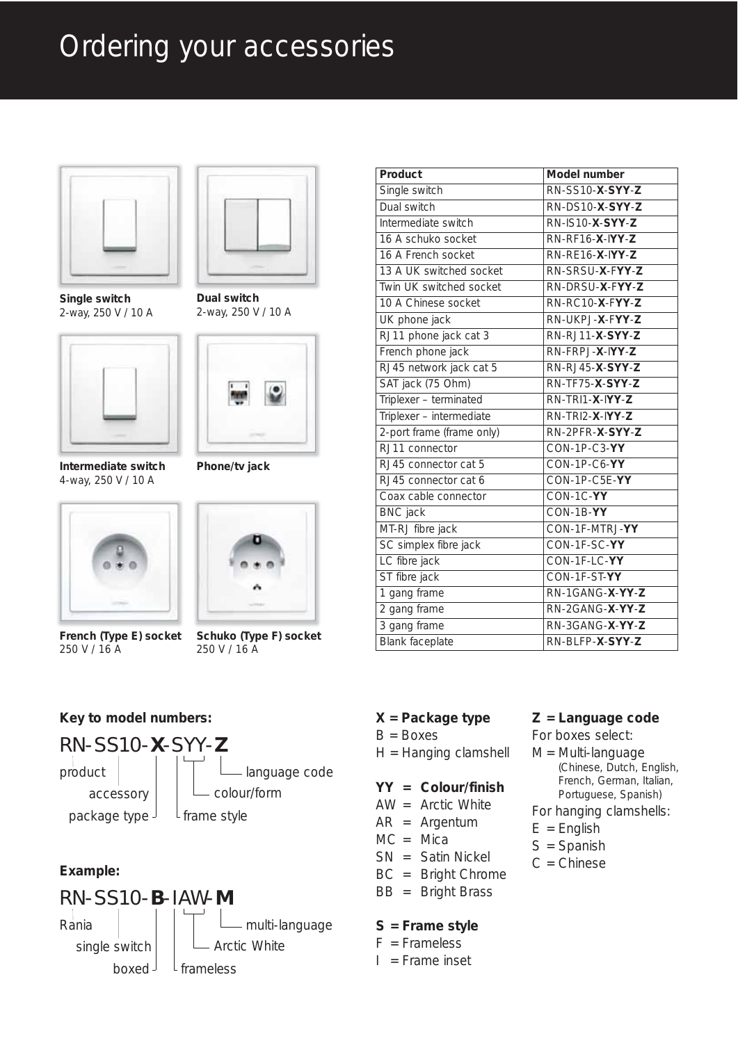# Ordering your accessories

**Single switch**
2-way, 250 V / 10 A

**Dual switch**
2-way, 250 V / 10 A

**Intermediate switch**
4-way, 250 V / 10 A

**Phone/tv jack**

**French (Type E) socket**
250 V / 16 A

**Schuko (Type F) socket**
250 V / 16 A

| Product | Model number |
|---|---|
| Single switch | RN-SS10-**X**-**SYY**-**Z** |
| Dual switch | RN-DS10-**X**-**SYY**-**Z** |
| Intermediate switch | RN-IS10-**X**-**SYY**-**Z** |
| 16 A schuko socket | RN-RF16-**X**-I**YY**-**Z** |
| 16 A French socket | RN-RE16-**X**-I**YY**-**Z** |
| 13 A UK switched socket | RN-SRSU-**X**-F**YY**-**Z** |
| Twin UK switched socket | RN-DRSU-**X**-F**YY**-**Z** |
| 10 A Chinese socket | RN-RC10-**X**-F**YY**-**Z** |
| UK phone jack | RN-UKPJ-**X**-F**YY**-**Z** |
| RJ11 phone jack cat 3 | RN-RJ11-**X**-**SYY**-**Z** |
| French phone jack | RN-FRPJ-**X**-I**YY**-**Z** |
| RJ45 network jack cat 5 | RN-RJ45-**X**-**SYY**-**Z** |
| SAT jack (75 Ohm) | RN-TF75-**X**-**SYY**-**Z** |
| Triplexer – terminated | RN-TRI1-**X**-I**YY**-**Z** |
| Triplexer – intermediate | RN-TRI2-**X**-I**YY**-**Z** |
| 2-port frame (frame only) | RN-2PFR-**X**-**SYY**-**Z** |
| RJ11 connector | CON-1P-C3-**YY** |
| RJ45 connector cat 5 | CON-1P-C6-**YY** |
| RJ45 connector cat 6 | CON-1P-C5E-**YY** |
| Coax cable connector | CON-1C-**YY** |
| BNC jack | CON-1B-**YY** |
| MT-RJ fibre jack | CON-1F-MTRJ-**YY** |
| SC simplex fibre jack | CON-1F-SC-**YY** |
| LC fibre jack | CON-1F-LC-**YY** |
| ST fibre jack | CON-1F-ST-**YY** |
| 1 gang frame | RN-1GANG-**X**-**YY**-**Z** |
| 2 gang frame | RN-2GANG-**X**-**YY**-**Z** |
| 3 gang frame | RN-3GANG-**X**-**YY**-**Z** |
| Blank faceplate | RN-BLFP-**X**-**SYY**-**Z** |

**Key to model numbers:**

RN-SS10-**X**-SYY-**Z**

- RN = product
- SS10 = accessory
- X = package type
- S = frame style
- YY = colour/form
- Z = language code

**Example:**

RN-SS10-**B**-IAW-**M**

- RN = Rania
- SS10 = single switch
- B = boxed
- I = frameless
- AW = Arctic White
- M = multi-language

**X = Package type**
B = Boxes
H = Hanging clamshell

**YY = Colour/finish**
AW = Arctic White
AR = Argentum
MC = Mica
SN = Satin Nickel
BC = Bright Chrome
BB = Bright Brass

**S = Frame style**
F = Frameless
I = Frame inset

**Z = Language code**
For boxes select:
M = Multi-language
(Chinese, Dutch, English, French, German, Italian, Portuguese, Spanish)
For hanging clamshells:
E = English
S = Spanish
C = Chinese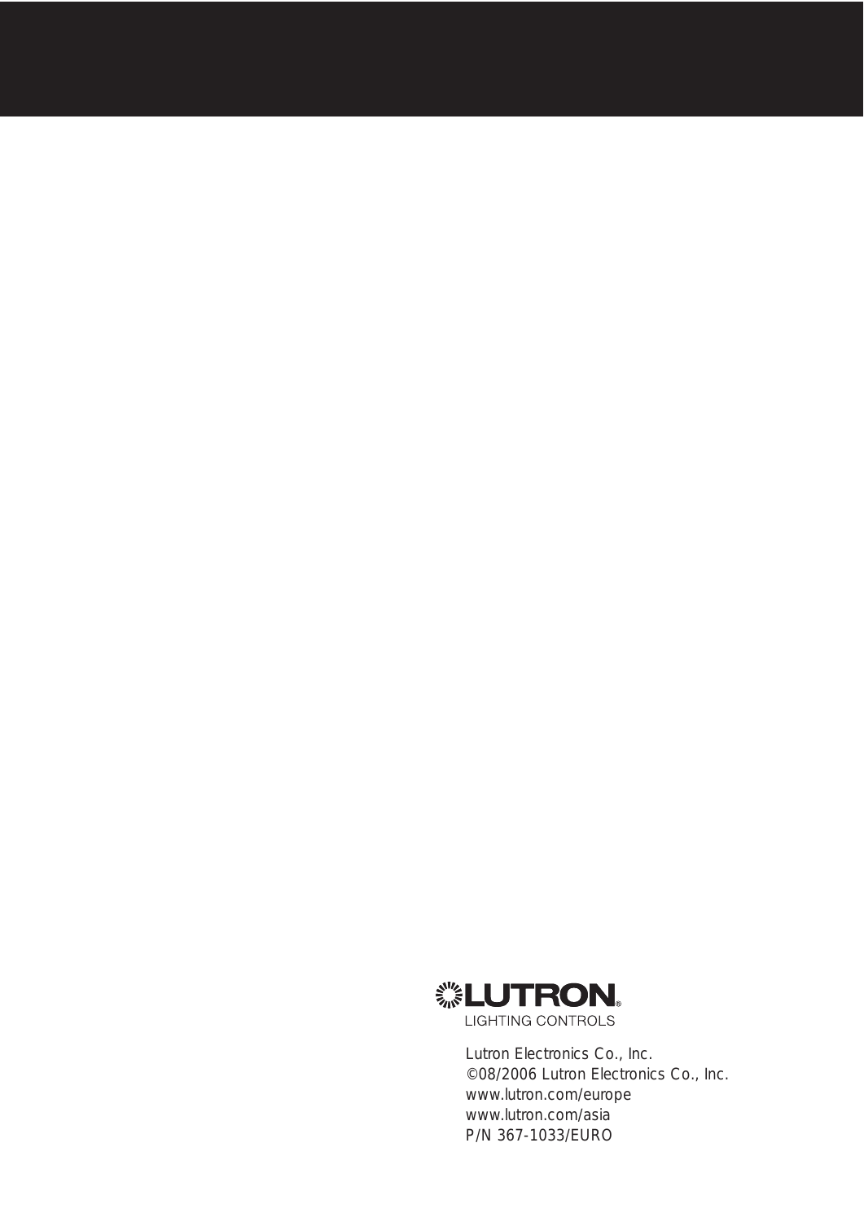LUTRON®

LIGHTING CONTROLS

Lutron Electronics Co., Inc.
©08/2006 Lutron Electronics Co., Inc.
www.lutron.com/europe
www.lutron.com/asia
P/N 367-1033/EURO